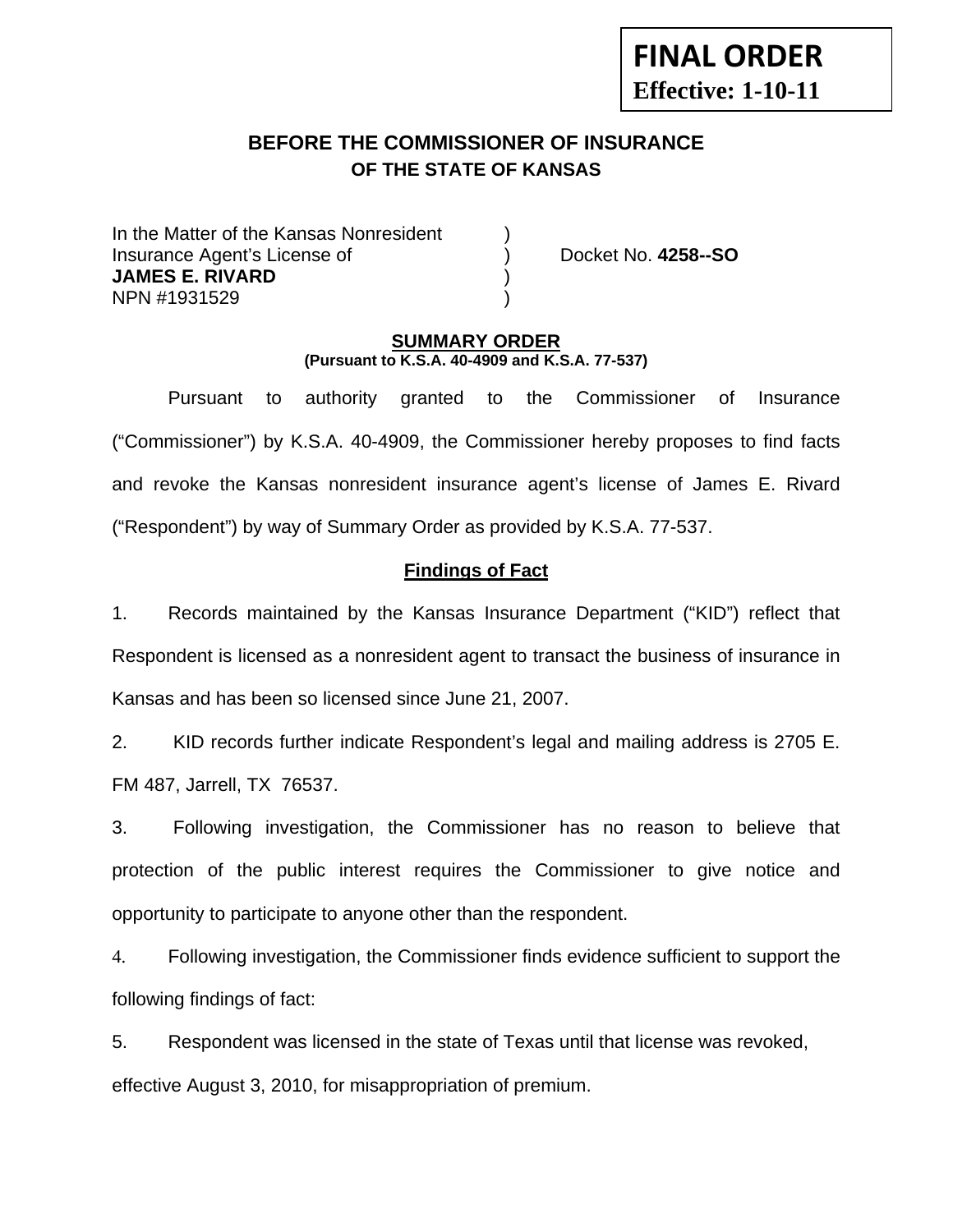**FINAL ORDER**
**Effective: 1-10-11**

# BEFORE THE COMMISSIONER OF INSURANCE
## OF THE STATE OF KANSAS

In the Matter of the Kansas Nonresident )
Insurance Agent's License of ) Docket No. **4258--SO**
**JAMES E. RIVARD** )
NPN #1931529 )

### SUMMARY ORDER
**(Pursuant to K.S.A. 40-4909 and K.S.A. 77-537)**

Pursuant to authority granted to the Commissioner of Insurance ("Commissioner") by K.S.A. 40-4909, the Commissioner hereby proposes to find facts and revoke the Kansas nonresident insurance agent's license of James E. Rivard ("Respondent") by way of Summary Order as provided by K.S.A. 77-537.

### Findings of Fact

1. Records maintained by the Kansas Insurance Department ("KID") reflect that Respondent is licensed as a nonresident agent to transact the business of insurance in Kansas and has been so licensed since June 21, 2007.

2. KID records further indicate Respondent's legal and mailing address is 2705 E. FM 487, Jarrell, TX 76537.

3. Following investigation, the Commissioner has no reason to believe that protection of the public interest requires the Commissioner to give notice and opportunity to participate to anyone other than the respondent.

4. Following investigation, the Commissioner finds evidence sufficient to support the following findings of fact:

5. Respondent was licensed in the state of Texas until that license was revoked, effective August 3, 2010, for misappropriation of premium.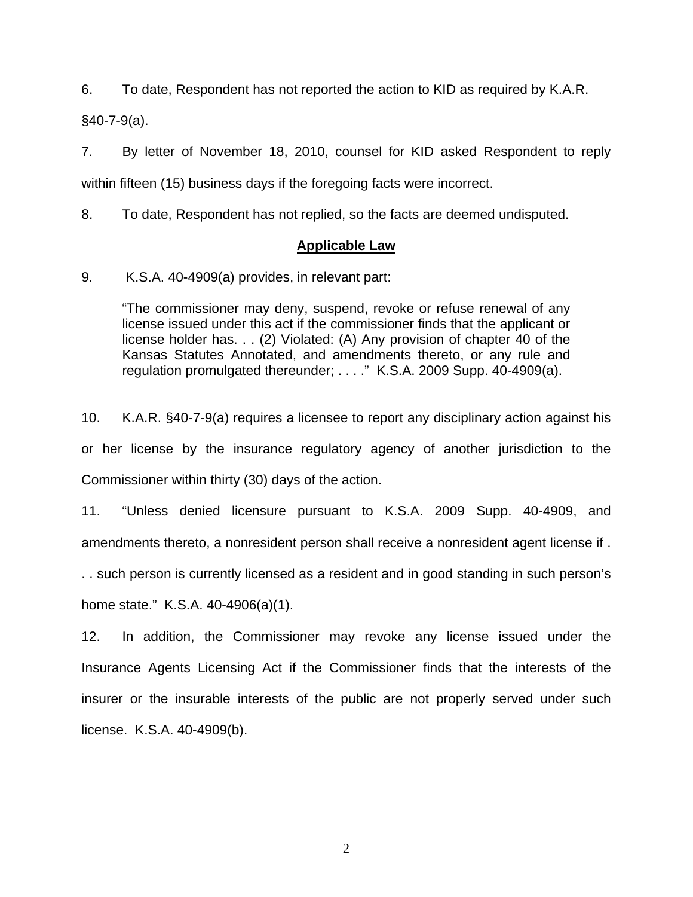6. To date, Respondent has not reported the action to KID as required by K.A.R. §40-7-9(a).

7. By letter of November 18, 2010, counsel for KID asked Respondent to reply within fifteen (15) business days if the foregoing facts were incorrect.

8. To date, Respondent has not replied, so the facts are deemed undisputed.

**Applicable Law**

9. K.S.A. 40-4909(a) provides, in relevant part:

> "The commissioner may deny, suspend, revoke or refuse renewal of any license issued under this act if the commissioner finds that the applicant or license holder has. . . (2) Violated: (A) Any provision of chapter 40 of the Kansas Statutes Annotated, and amendments thereto, or any rule and regulation promulgated thereunder; . . . ." K.S.A. 2009 Supp. 40-4909(a).

10. K.A.R. §40-7-9(a) requires a licensee to report any disciplinary action against his or her license by the insurance regulatory agency of another jurisdiction to the Commissioner within thirty (30) days of the action.

11. "Unless denied licensure pursuant to K.S.A. 2009 Supp. 40-4909, and amendments thereto, a nonresident person shall receive a nonresident agent license if . . . such person is currently licensed as a resident and in good standing in such person's home state." K.S.A. 40-4906(a)(1).

12. In addition, the Commissioner may revoke any license issued under the Insurance Agents Licensing Act if the Commissioner finds that the interests of the insurer or the insurable interests of the public are not properly served under such license. K.S.A. 40-4909(b).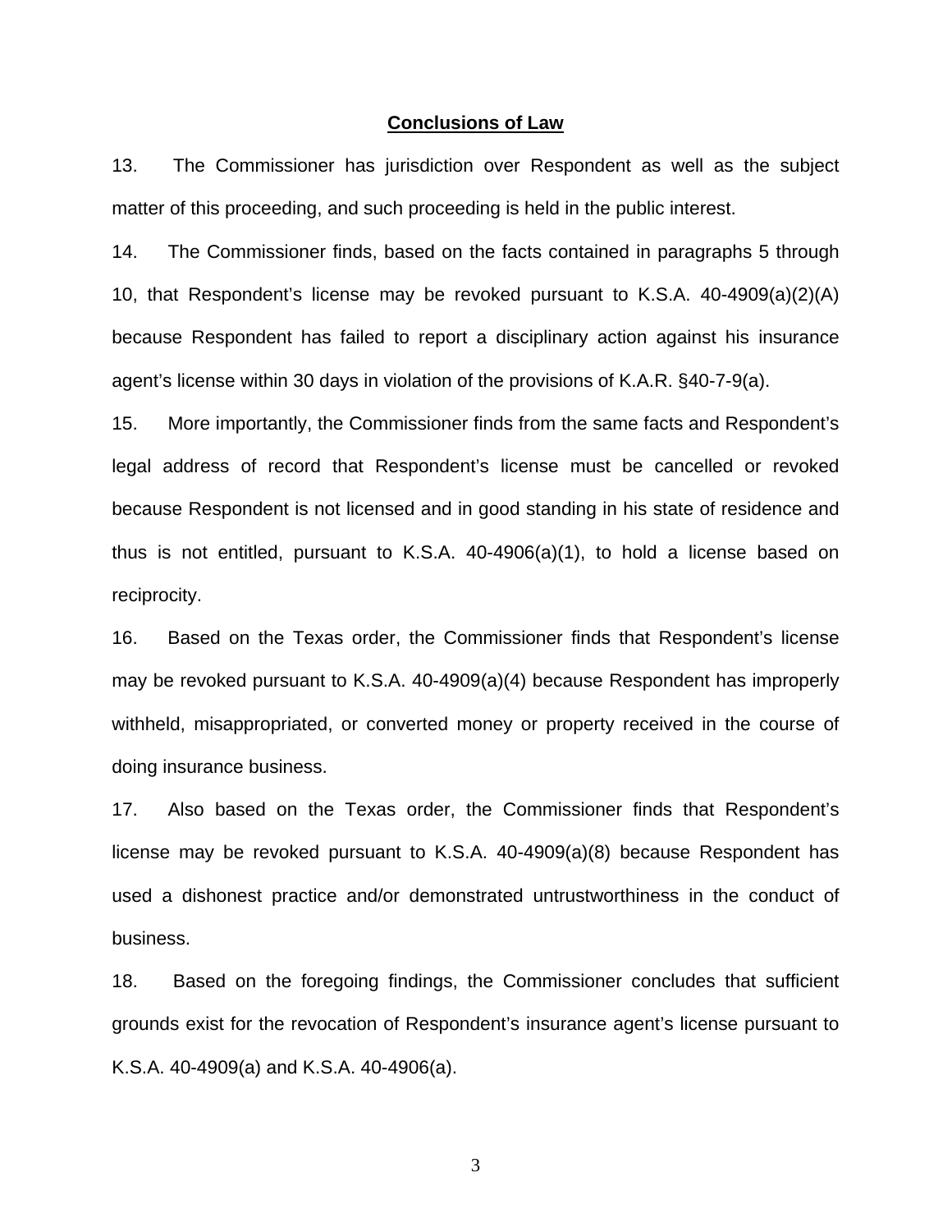## Conclusions of Law

13. The Commissioner has jurisdiction over Respondent as well as the subject matter of this proceeding, and such proceeding is held in the public interest.

14. The Commissioner finds, based on the facts contained in paragraphs 5 through 10, that Respondent's license may be revoked pursuant to K.S.A. 40-4909(a)(2)(A) because Respondent has failed to report a disciplinary action against his insurance agent's license within 30 days in violation of the provisions of K.A.R. §40-7-9(a).

15. More importantly, the Commissioner finds from the same facts and Respondent's legal address of record that Respondent's license must be cancelled or revoked because Respondent is not licensed and in good standing in his state of residence and thus is not entitled, pursuant to K.S.A. 40-4906(a)(1), to hold a license based on reciprocity.

16. Based on the Texas order, the Commissioner finds that Respondent's license may be revoked pursuant to K.S.A. 40-4909(a)(4) because Respondent has improperly withheld, misappropriated, or converted money or property received in the course of doing insurance business.

17. Also based on the Texas order, the Commissioner finds that Respondent's license may be revoked pursuant to K.S.A. 40-4909(a)(8) because Respondent has used a dishonest practice and/or demonstrated untrustworthiness in the conduct of business.

18. Based on the foregoing findings, the Commissioner concludes that sufficient grounds exist for the revocation of Respondent's insurance agent's license pursuant to K.S.A. 40-4909(a) and K.S.A. 40-4906(a).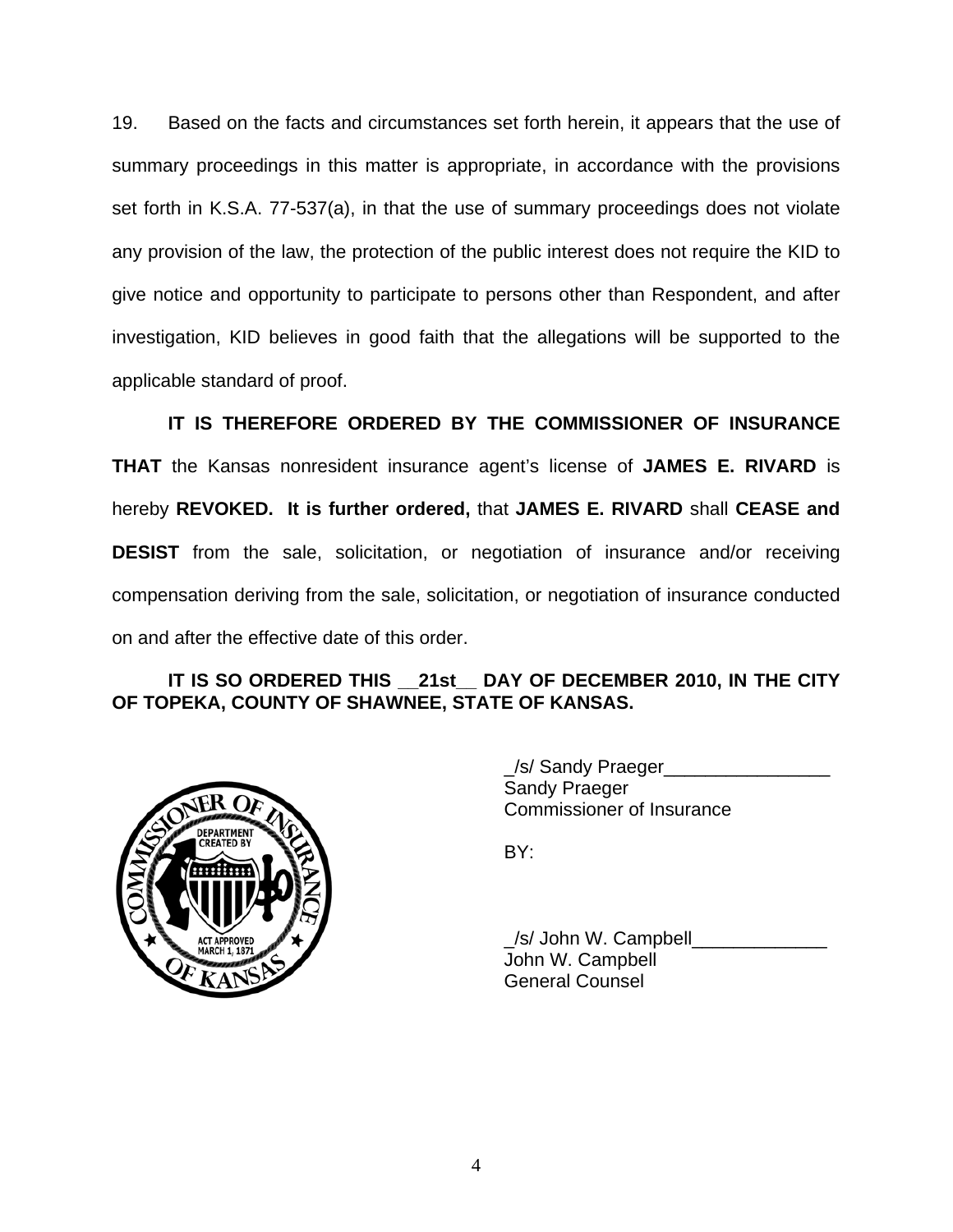19. Based on the facts and circumstances set forth herein, it appears that the use of summary proceedings in this matter is appropriate, in accordance with the provisions set forth in K.S.A. 77-537(a), in that the use of summary proceedings does not violate any provision of the law, the protection of the public interest does not require the KID to give notice and opportunity to participate to persons other than Respondent, and after investigation, KID believes in good faith that the allegations will be supported to the applicable standard of proof.

**IT IS THEREFORE ORDERED BY THE COMMISSIONER OF INSURANCE THAT** the Kansas nonresident insurance agent's license of **JAMES E. RIVARD** is hereby **REVOKED. It is further ordered,** that **JAMES E. RIVARD** shall **CEASE and DESIST** from the sale, solicitation, or negotiation of insurance and/or receiving compensation deriving from the sale, solicitation, or negotiation of insurance conducted on and after the effective date of this order.

**IT IS SO ORDERED THIS __21st__ DAY OF DECEMBER 2010, IN THE CITY OF TOPEKA, COUNTY OF SHAWNEE, STATE OF KANSAS.**

_/s/ Sandy Praeger________________
Sandy Praeger
Commissioner of Insurance

BY:

_/s/ John W. Campbell_____________
John W. Campbell
General Counsel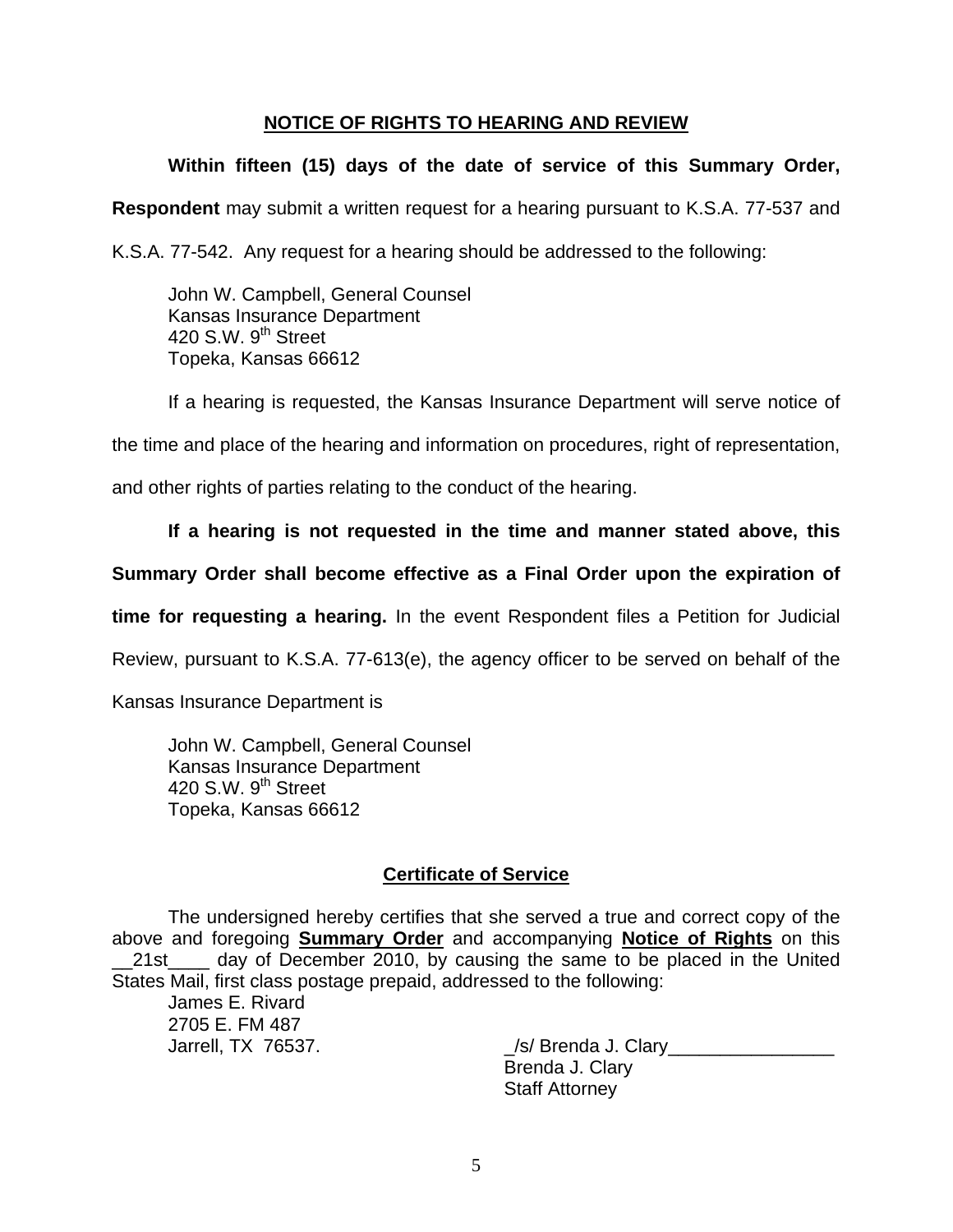## NOTICE OF RIGHTS TO HEARING AND REVIEW

**Within fifteen (15) days of the date of service of this Summary Order, Respondent** may submit a written request for a hearing pursuant to K.S.A. 77-537 and K.S.A. 77-542. Any request for a hearing should be addressed to the following:

John W. Campbell, General Counsel
Kansas Insurance Department
420 S.W. 9th Street
Topeka, Kansas 66612

If a hearing is requested, the Kansas Insurance Department will serve notice of the time and place of the hearing and information on procedures, right of representation, and other rights of parties relating to the conduct of the hearing.

**If a hearing is not requested in the time and manner stated above, this Summary Order shall become effective as a Final Order upon the expiration of time for requesting a hearing.** In the event Respondent files a Petition for Judicial Review, pursuant to K.S.A. 77-613(e), the agency officer to be served on behalf of the Kansas Insurance Department is

John W. Campbell, General Counsel
Kansas Insurance Department
420 S.W. 9th Street
Topeka, Kansas 66612

## Certificate of Service

The undersigned hereby certifies that she served a true and correct copy of the above and foregoing **Summary Order** and accompanying **Notice of Rights** on this __21st____ day of December 2010, by causing the same to be placed in the United States Mail, first class postage prepaid, addressed to the following:

James E. Rivard
2705 E. FM 487
Jarrell, TX 76537.

_/s/ Brenda J. Clary________________
Brenda J. Clary
Staff Attorney